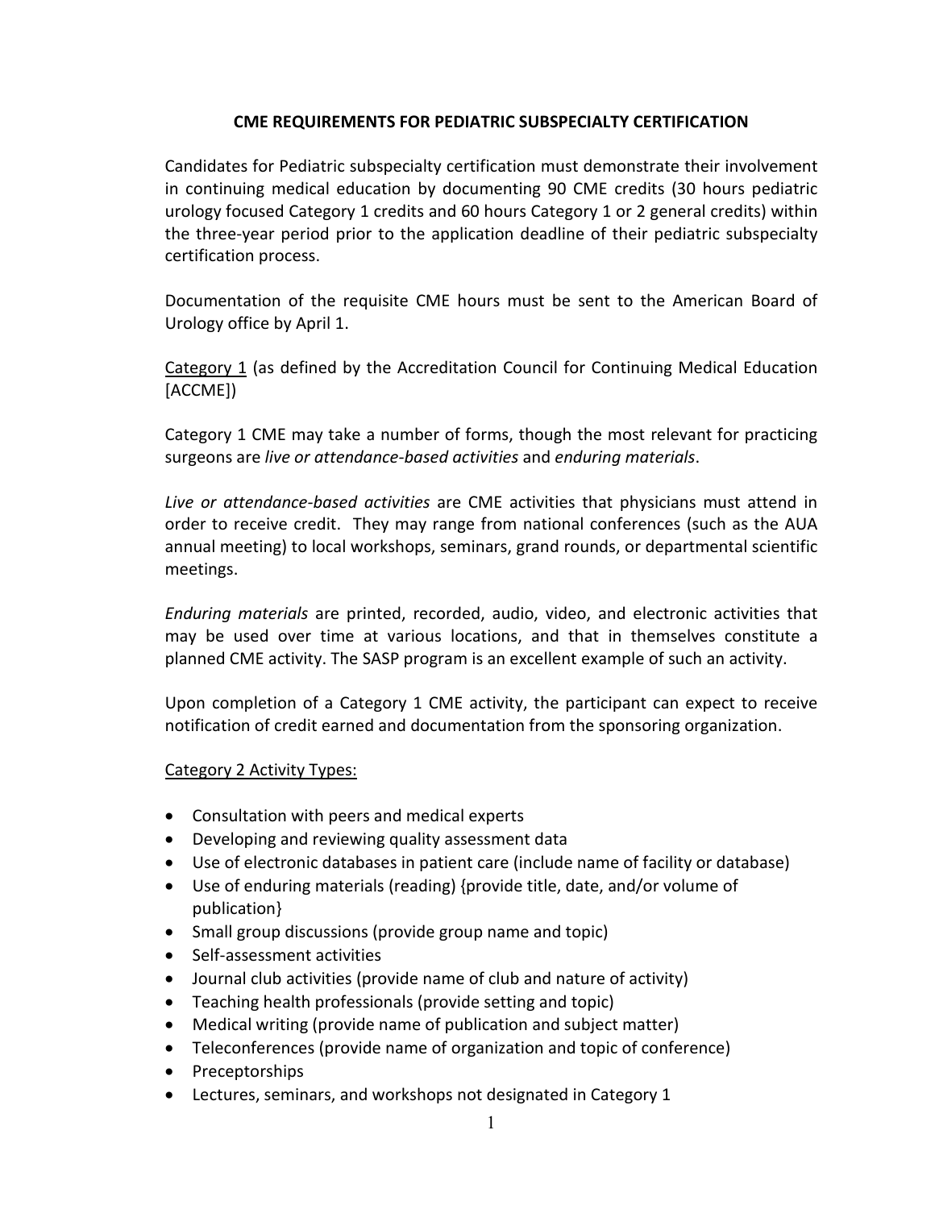# CME REQUIREMENTS FOR PEDIATRIC SUBSPECIALTY CERTIFICATION

Candidates for Pediatric subspecialty certification must demonstrate their involvement in continuing medical education by documenting 90 CME credits (30 hours pediatric urology focused Category 1 credits and 60 hours Category 1 or 2 general credits) within the three-year period prior to the application deadline of their pediatric subspecialty certification process.

Documentation of the requisite CME hours must be sent to the American Board of Urology office by April 1.

<u>Category 1</u> (as defined by the Accreditation Council for Continuing Medical Education [ACCME])

Category 1 CME may take a number of forms, though the most relevant for practicing surgeons are *live or attendance-based activities* and *enduring materials*.

*Live or attendance-based activities* are CME activities that physicians must attend in order to receive credit. They may range from national conferences (such as the AUA annual meeting) to local workshops, seminars, grand rounds, or departmental scientific meetings.

*Enduring materials* are printed, recorded, audio, video, and electronic activities that may be used over time at various locations, and that in themselves constitute a planned CME activity. The SASP program is an excellent example of such an activity.

Upon completion of a Category 1 CME activity, the participant can expect to receive notification of credit earned and documentation from the sponsoring organization.

<u>Category 2 Activity Types:</u>

- Consultation with peers and medical experts
- Developing and reviewing quality assessment data
- Use of electronic databases in patient care (include name of facility or database)
- Use of enduring materials (reading) {provide title, date, and/or volume of publication}
- Small group discussions (provide group name and topic)
- Self-assessment activities
- Journal club activities (provide name of club and nature of activity)
- Teaching health professionals (provide setting and topic)
- Medical writing (provide name of publication and subject matter)
- Teleconferences (provide name of organization and topic of conference)
- Preceptorships
- Lectures, seminars, and workshops not designated in Category 1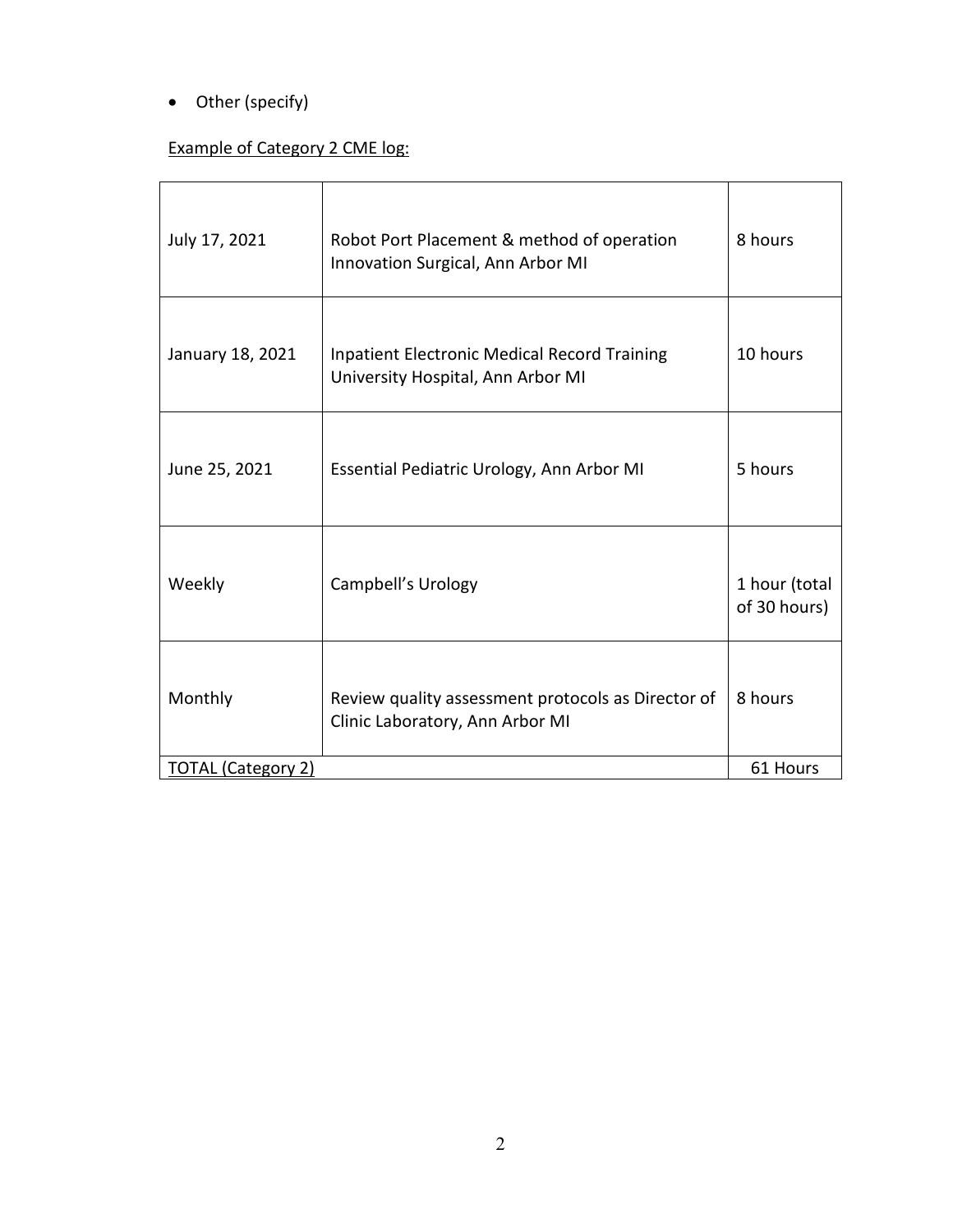- Other (specify)

<u>Example of Category 2 CME log:</u>

| | | |
|---|---|---|
| July 17, 2021 | Robot Port Placement & method of operation Innovation Surgical, Ann Arbor MI | 8 hours |
| January 18, 2021 | Inpatient Electronic Medical Record Training University Hospital, Ann Arbor MI | 10 hours |
| June 25, 2021 | Essential Pediatric Urology, Ann Arbor MI | 5 hours |
| Weekly | Campbell's Urology | 1 hour (total of 30 hours) |
| Monthly | Review quality assessment protocols as Director of Clinic Laboratory, Ann Arbor MI | 8 hours |
| <u>TOTAL (Category 2)</u> | | 61 Hours |